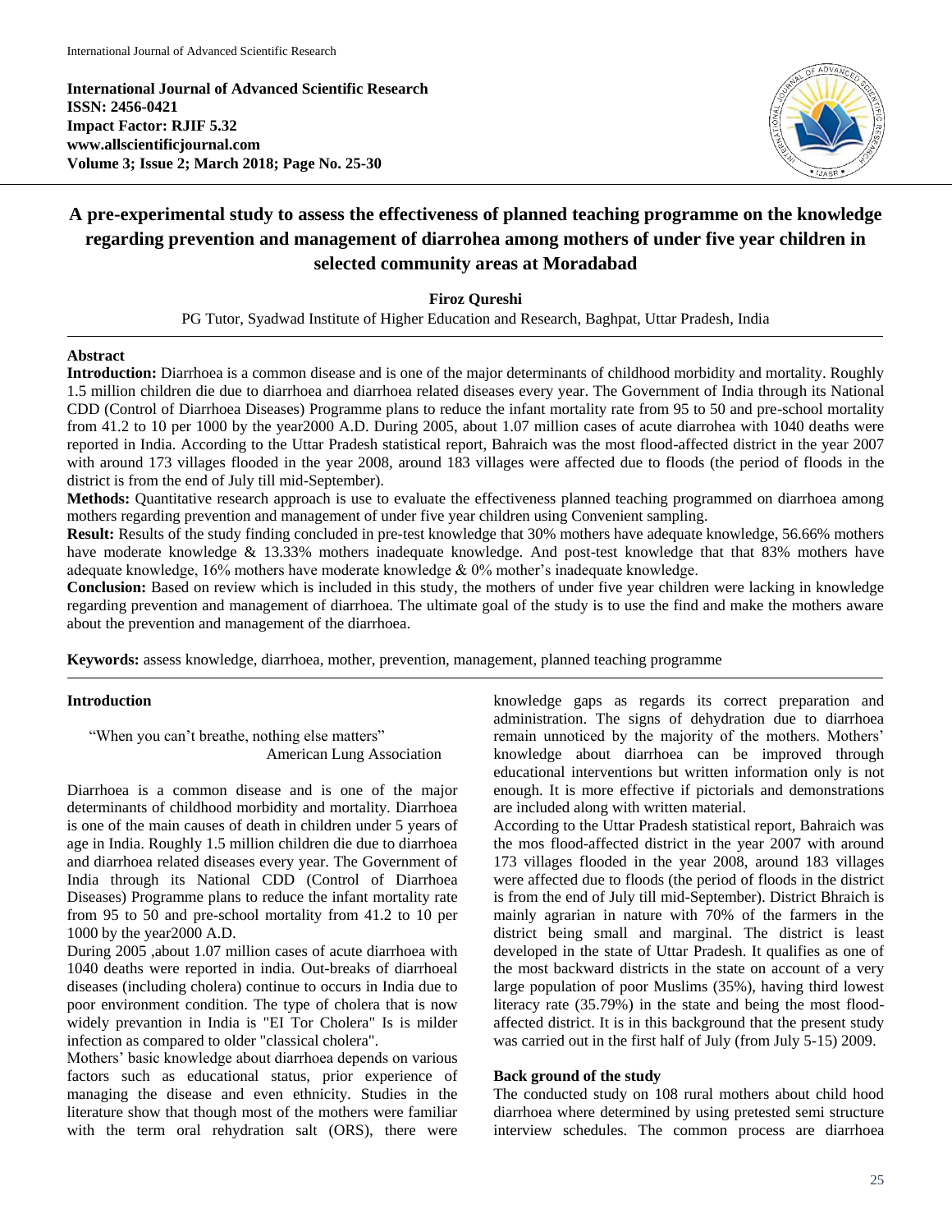**International Journal of Advanced Scientific Research**
**ISSN: 2456-0421**
**Impact Factor: RJIF 5.32**
**www.allscientificjournal.com**
**Volume 3; Issue 2; March 2018; Page No. 25-30**

# A pre-experimental study to assess the effectiveness of planned teaching programme on the knowledge regarding prevention and management of diarrohea among mothers of under five year children in selected community areas at Moradabad

**Firoz Qureshi**

PG Tutor, Syadwad Institute of Higher Education and Research, Baghpat, Uttar Pradesh, India

## Abstract

**Introduction:** Diarrhoea is a common disease and is one of the major determinants of childhood morbidity and mortality. Roughly 1.5 million children die due to diarrhoea and diarrhoea related diseases every year. The Government of India through its National CDD (Control of Diarrhoea Diseases) Programme plans to reduce the infant mortality rate from 95 to 50 and pre-school mortality from 41.2 to 10 per 1000 by the year2000 A.D. During 2005, about 1.07 million cases of acute diarrohea with 1040 deaths were reported in India. According to the Uttar Pradesh statistical report, Bahraich was the most flood-affected district in the year 2007 with around 173 villages flooded in the year 2008, around 183 villages were affected due to floods (the period of floods in the district is from the end of July till mid-September).

**Methods:** Quantitative research approach is use to evaluate the effectiveness planned teaching programmed on diarrhoea among mothers regarding prevention and management of under five year children using Convenient sampling.

**Result:** Results of the study finding concluded in pre-test knowledge that 30% mothers have adequate knowledge, 56.66% mothers have moderate knowledge & 13.33% mothers inadequate knowledge. And post-test knowledge that that 83% mothers have adequate knowledge, 16% mothers have moderate knowledge & 0% mother's inadequate knowledge.

**Conclusion:** Based on review which is included in this study, the mothers of under five year children were lacking in knowledge regarding prevention and management of diarrhoea. The ultimate goal of the study is to use the find and make the mothers aware about the prevention and management of the diarrhoea.

**Keywords:** assess knowledge, diarrhoea, mother, prevention, management, planned teaching programme

## Introduction

"When you can't breathe, nothing else matters"
American Lung Association

Diarrhoea is a common disease and is one of the major determinants of childhood morbidity and mortality. Diarrhoea is one of the main causes of death in children under 5 years of age in India. Roughly 1.5 million children die due to diarrhoea and diarrhoea related diseases every year. The Government of India through its National CDD (Control of Diarrhoea Diseases) Programme plans to reduce the infant mortality rate from 95 to 50 and pre-school mortality from 41.2 to 10 per 1000 by the year2000 A.D.

During 2005 ,about 1.07 million cases of acute diarrhoea with 1040 deaths were reported in india. Out-breaks of diarrhoeal diseases (including cholera) continue to occurs in India due to poor environment condition. The type of cholera that is now widely prevantion in India is "EI Tor Cholera" Is is milder infection as compared to older "classical cholera".

Mothers' basic knowledge about diarrhoea depends on various factors such as educational status, prior experience of managing the disease and even ethnicity. Studies in the literature show that though most of the mothers were familiar with the term oral rehydration salt (ORS), there were knowledge gaps as regards its correct preparation and administration. The signs of dehydration due to diarrhoea remain unnoticed by the majority of the mothers. Mothers' knowledge about diarrhoea can be improved through educational interventions but written information only is not enough. It is more effective if pictorials and demonstrations are included along with written material.

According to the Uttar Pradesh statistical report, Bahraich was the mos flood-affected district in the year 2007 with around 173 villages flooded in the year 2008, around 183 villages were affected due to floods (the period of floods in the district is from the end of July till mid-September). District Bhraich is mainly agrarian in nature with 70% of the farmers in the district being small and marginal. The district is least developed in the state of Uttar Pradesh. It qualifies as one of the most backward districts in the state on account of a very large population of poor Muslims (35%), having third lowest literacy rate (35.79%) in the state and being the most flood-affected district. It is in this background that the present study was carried out in the first half of July (from July 5-15) 2009.

### Back ground of the study

The conducted study on 108 rural mothers about child hood diarrhoea where determined by using pretested semi structure interview schedules. The common process are diarrhoea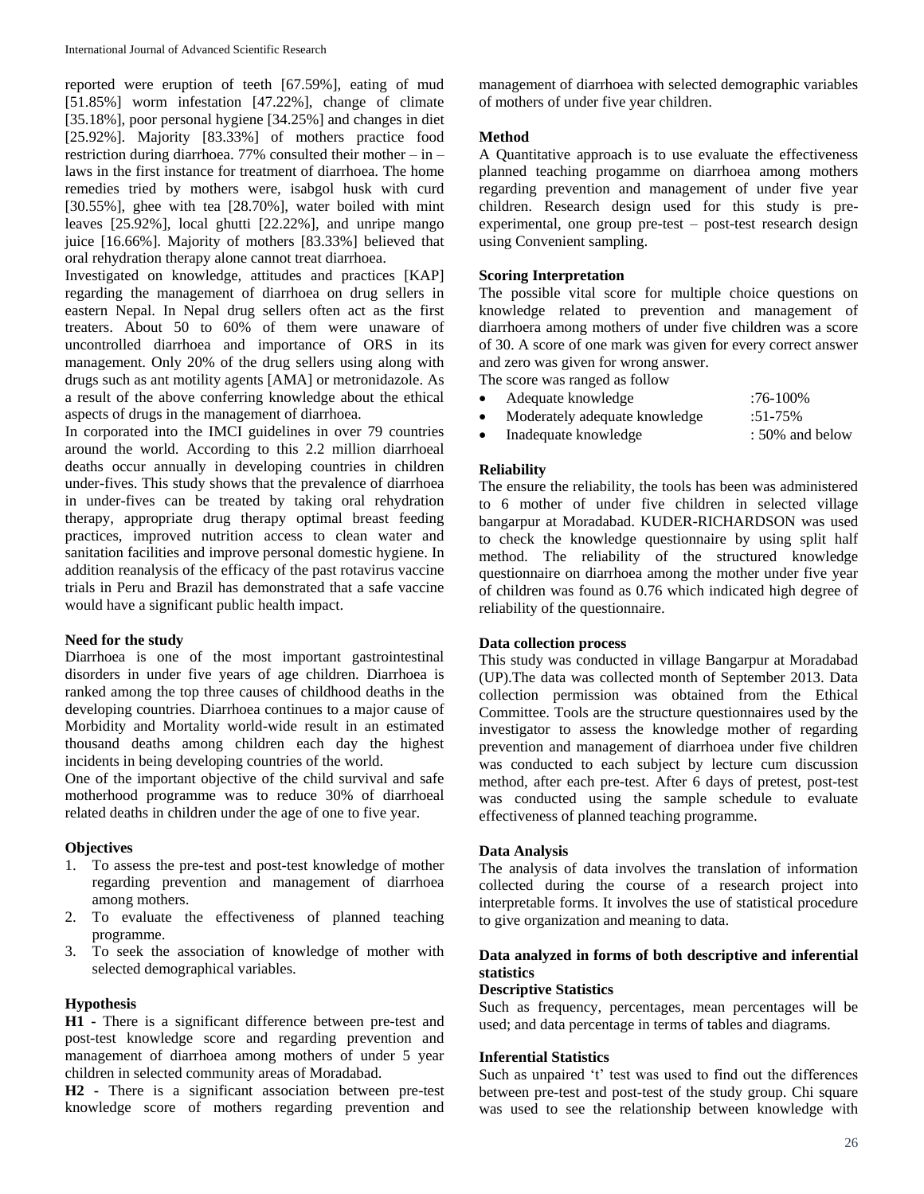reported were eruption of teeth [67.59%], eating of mud [51.85%] worm infestation [47.22%], change of climate [35.18%], poor personal hygiene [34.25%] and changes in diet [25.92%]. Majority [83.33%] of mothers practice food restriction during diarrhoea. 77% consulted their mother – in – laws in the first instance for treatment of diarrhoea. The home remedies tried by mothers were, isabgol husk with curd [30.55%], ghee with tea [28.70%], water boiled with mint leaves [25.92%], local ghutti [22.22%], and unripe mango juice [16.66%]. Majority of mothers [83.33%] believed that oral rehydration therapy alone cannot treat diarrhoea.

Investigated on knowledge, attitudes and practices [KAP] regarding the management of diarrhoea on drug sellers in eastern Nepal. In Nepal drug sellers often act as the first treaters. About 50 to 60% of them were unaware of uncontrolled diarrhoea and importance of ORS in its management. Only 20% of the drug sellers using along with drugs such as ant motility agents [AMA] or metronidazole. As a result of the above conferring knowledge about the ethical aspects of drugs in the management of diarrhoea.

In corporated into the IMCI guidelines in over 79 countries around the world. According to this 2.2 million diarrhoeal deaths occur annually in developing countries in children under-fives. This study shows that the prevalence of diarrhoea in under-fives can be treated by taking oral rehydration therapy, appropriate drug therapy optimal breast feeding practices, improved nutrition access to clean water and sanitation facilities and improve personal domestic hygiene. In addition reanalysis of the efficacy of the past rotavirus vaccine trials in Peru and Brazil has demonstrated that a safe vaccine would have a significant public health impact.

**Need for the study**

Diarrhoea is one of the most important gastrointestinal disorders in under five years of age children. Diarrhoea is ranked among the top three causes of childhood deaths in the developing countries. Diarrhoea continues to a major cause of Morbidity and Mortality world-wide result in an estimated thousand deaths among children each day the highest incidents in being developing countries of the world.

One of the important objective of the child survival and safe motherhood programme was to reduce 30% of diarrhoeal related deaths in children under the age of one to five year.

**Objectives**

1. To assess the pre-test and post-test knowledge of mother regarding prevention and management of diarrhoea among mothers.
2. To evaluate the effectiveness of planned teaching programme.
3. To seek the association of knowledge of mother with selected demographical variables.

**Hypothesis**

**H1 -** There is a significant difference between pre-test and post-test knowledge score and regarding prevention and management of diarrhoea among mothers of under 5 year children in selected community areas of Moradabad.

**H2 -** There is a significant association between pre-test knowledge score of mothers regarding prevention and management of diarrhoea with selected demographic variables of mothers of under five year children.

**Method**

A Quantitative approach is to use evaluate the effectiveness planned teaching progamme on diarrhoea among mothers regarding prevention and management of under five year children. Research design used for this study is pre-experimental, one group pre-test – post-test research design using Convenient sampling.

**Scoring Interpretation**

The possible vital score for multiple choice questions on knowledge related to prevention and management of diarrhoera among mothers of under five children was a score of 30. A score of one mark was given for every correct answer and zero was given for wrong answer.

The score was ranged as follow

- Adequate knowledge :76-100%
- Moderately adequate knowledge :51-75%
- Inadequate knowledge : 50% and below

**Reliability**

The ensure the reliability, the tools has been was administered to 6 mother of under five children in selected village bangarpur at Moradabad. KUDER-RICHARDSON was used to check the knowledge questionnaire by using split half method. The reliability of the structured knowledge questionnaire on diarrhoea among the mother under five year of children was found as 0.76 which indicated high degree of reliability of the questionnaire.

**Data collection process**

This study was conducted in village Bangarpur at Moradabad (UP).The data was collected month of September 2013. Data collection permission was obtained from the Ethical Committee. Tools are the structure questionnaires used by the investigator to assess the knowledge mother of regarding prevention and management of diarrhoea under five children was conducted to each subject by lecture cum discussion method, after each pre-test. After 6 days of pretest, post-test was conducted using the sample schedule to evaluate effectiveness of planned teaching programme.

**Data Analysis**

The analysis of data involves the translation of information collected during the course of a research project into interpretable forms. It involves the use of statistical procedure to give organization and meaning to data.

**Data analyzed in forms of both descriptive and inferential statistics**

**Descriptive Statistics**

Such as frequency, percentages, mean percentages will be used; and data percentage in terms of tables and diagrams.

**Inferential Statistics**

Such as unpaired 't' test was used to find out the differences between pre-test and post-test of the study group. Chi square was used to see the relationship between knowledge with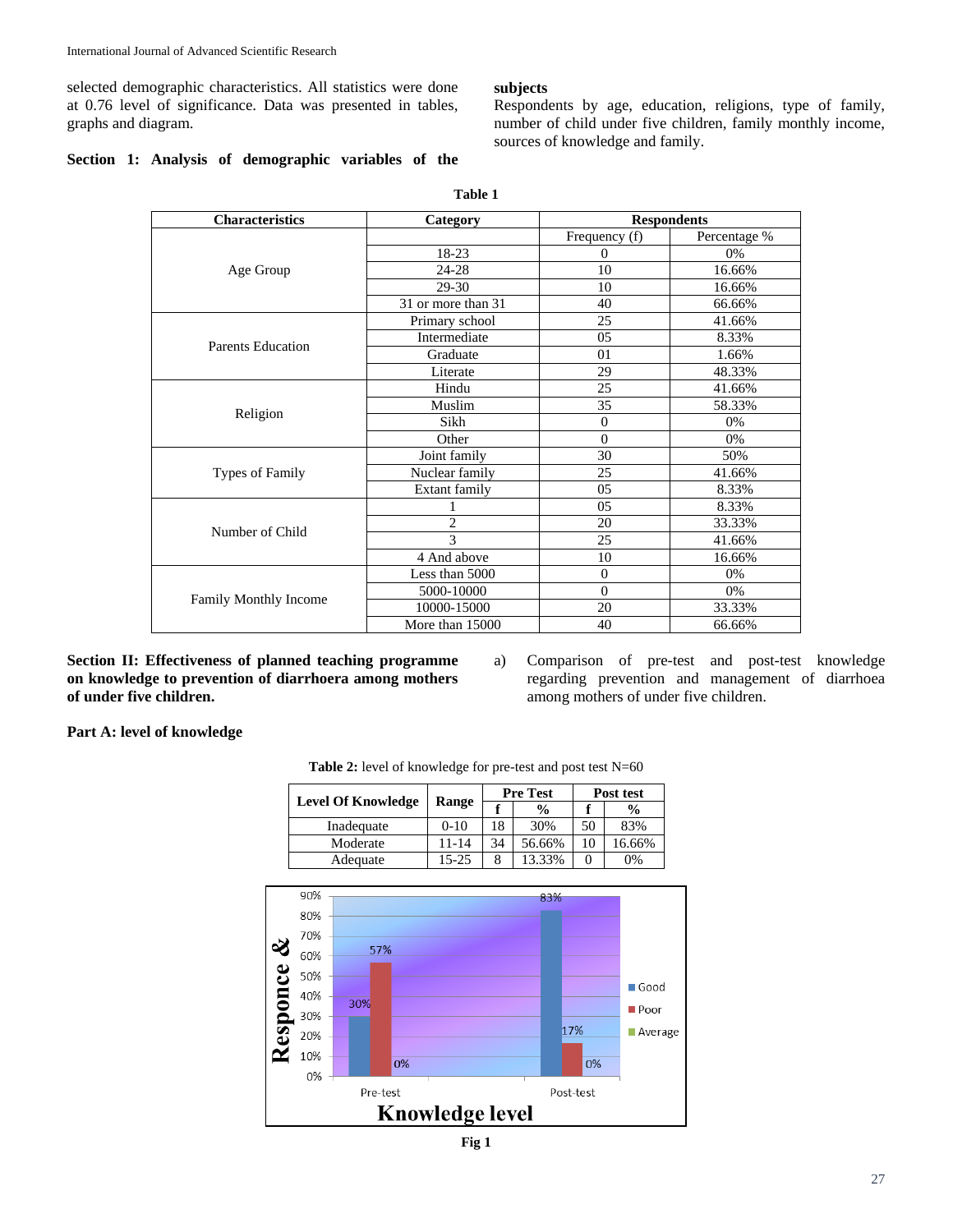selected demographic characteristics. All statistics were done at 0.76 level of significance. Data was presented in tables, graphs and diagram.

**Section 1: Analysis of demographic variables of the subjects**

Respondents by age, education, religions, type of family, number of child under five children, family monthly income, sources of knowledge and family.

**Table 1**

| Characteristics | Category | Respondents | |
|---|---|---|---|
| | | Frequency (f) | Percentage % |
| Age Group | 18-23 | 0 | 0% |
| | 24-28 | 10 | 16.66% |
| | 29-30 | 10 | 16.66% |
| | 31 or more than 31 | 40 | 66.66% |
| Parents Education | Primary school | 25 | 41.66% |
| | Intermediate | 05 | 8.33% |
| | Graduate | 01 | 1.66% |
| | Literate | 29 | 48.33% |
| Religion | Hindu | 25 | 41.66% |
| | Muslim | 35 | 58.33% |
| | Sikh | 0 | 0% |
| | Other | 0 | 0% |
| Types of Family | Joint family | 30 | 50% |
| | Nuclear family | 25 | 41.66% |
| | Extant family | 05 | 8.33% |
| Number of Child | 1 | 05 | 8.33% |
| | 2 | 20 | 33.33% |
| | 3 | 25 | 41.66% |
| | 4 And above | 10 | 16.66% |
| Family Monthly Income | Less than 5000 | 0 | 0% |
| | 5000-10000 | 0 | 0% |
| | 10000-15000 | 20 | 33.33% |
| | More than 15000 | 40 | 66.66% |

**Section II: Effectiveness of planned teaching programme on knowledge to prevention of diarrhoera among mothers of under five children.**

**Part A: level of knowledge**

a) Comparison of pre-test and post-test knowledge regarding prevention and management of diarrhoea among mothers of under five children.

**Table 2:** level of knowledge for pre-test and post test N=60

| Level Of Knowledge | Range | Pre Test | | Post test | |
|---|---|---|---|---|---|
| | | f | % | f | % |
| Inadequate | 0-10 | 18 | 30% | 50 | 83% |
| Moderate | 11-14 | 34 | 56.66% | 10 | 16.66% |
| Adequate | 15-25 | 8 | 13.33% | 0 | 0% |

**Fig 1**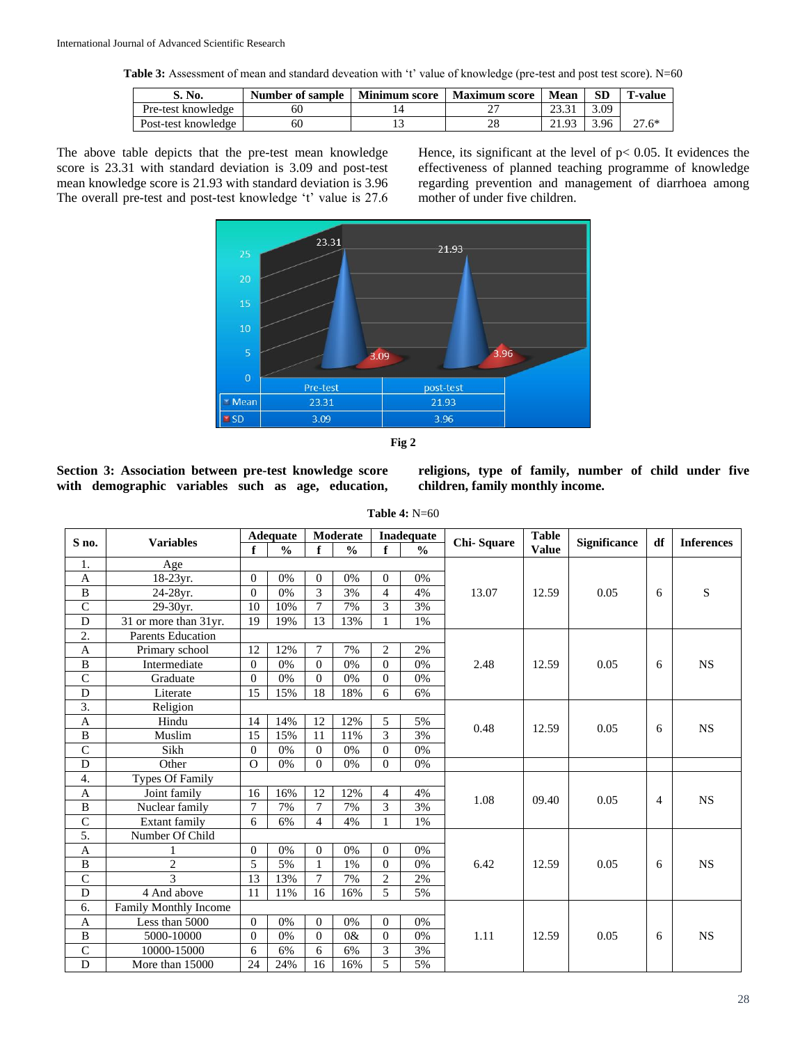**Table 3:** Assessment of mean and standard deveation with 't' value of knowledge (pre-test and post test score). N=60

| S. No. | Number of sample | Minimum score | Maximum score | Mean | SD | T-value |
|---|---|---|---|---|---|---|
| Pre-test knowledge | 60 | 14 | 27 | 23.31 | 3.09 | |
| Post-test knowledge | 60 | 13 | 28 | 21.93 | 3.96 | 27.6* |

The above table depicts that the pre-test mean knowledge score is 23.31 with standard deviation is 3.09 and post-test mean knowledge score is 21.93 with standard deviation is 3.96 The overall pre-test and post-test knowledge 't' value is 27.6 Hence, its significant at the level of p< 0.05. It evidences the effectiveness of planned teaching programme of knowledge regarding prevention and management of diarrhoea among mother of under five children.

| | Pre-test | post-test |
|---|---|---|
| Mean | 23.31 | 21.93 |
| SD | 3.09 | 3.96 |

**Fig 2**

**Section 3: Association between pre-test knowledge score with demographic variables such as age, education, religions, type of family, number of child under five children, family monthly income.**

**Table 4:** N=60

| S no. | Variables | Adequate | | Moderate | | Inadequate | | Chi- Square | Table Value | Significance | df | Inferences |
|---|---|---|---|---|---|---|---|---|---|---|---|---|
| | | f | % | f | % | f | % | | | | | |
| 1. | Age | | | | | | | 13.07 | 12.59 | 0.05 | 6 | S |
| A | 18-23yr. | 0 | 0% | 0 | 0% | 0 | 0% | | | | | |
| B | 24-28yr. | 0 | 0% | 3 | 3% | 4 | 4% | | | | | |
| C | 29-30yr. | 10 | 10% | 7 | 7% | 3 | 3% | | | | | |
| D | 31 or more than 31yr. | 19 | 19% | 13 | 13% | 1 | 1% | | | | | |
| 2. | Parents Education | | | | | | | 2.48 | 12.59 | 0.05 | 6 | NS |
| A | Primary school | 12 | 12% | 7 | 7% | 2 | 2% | | | | | |
| B | Intermediate | 0 | 0% | 0 | 0% | 0 | 0% | | | | | |
| C | Graduate | 0 | 0% | 0 | 0% | 0 | 0% | | | | | |
| D | Literate | 15 | 15% | 18 | 18% | 6 | 6% | | | | | |
| 3. | Religion | | | | | | | 0.48 | 12.59 | 0.05 | 6 | NS |
| A | Hindu | 14 | 14% | 12 | 12% | 5 | 5% | | | | | |
| B | Muslim | 15 | 15% | 11 | 11% | 3 | 3% | | | | | |
| C | Sikh | 0 | 0% | 0 | 0% | 0 | 0% | | | | | |
| D | Other | O | 0% | 0 | 0% | 0 | 0% | | | | | |
| 4. | Types Of Family | | | | | | | 1.08 | 09.40 | 0.05 | 4 | NS |
| A | Joint family | 16 | 16% | 12 | 12% | 4 | 4% | | | | | |
| B | Nuclear family | 7 | 7% | 7 | 7% | 3 | 3% | | | | | |
| C | Extant family | 6 | 6% | 4 | 4% | 1 | 1% | | | | | |
| 5. | Number Of Child | | | | | | | 6.42 | 12.59 | 0.05 | 6 | NS |
| A | 1 | 0 | 0% | 0 | 0% | 0 | 0% | | | | | |
| B | 2 | 5 | 5% | 1 | 1% | 0 | 0% | | | | | |
| C | 3 | 13 | 13% | 7 | 7% | 2 | 2% | | | | | |
| D | 4 And above | 11 | 11% | 16 | 16% | 5 | 5% | | | | | |
| 6. | Family Monthly Income | | | | | | | 1.11 | 12.59 | 0.05 | 6 | NS |
| A | Less than 5000 | 0 | 0% | 0 | 0% | 0 | 0% | | | | | |
| B | 5000-10000 | 0 | 0% | 0 | 0& | 0 | 0% | | | | | |
| C | 10000-15000 | 6 | 6% | 6 | 6% | 3 | 3% | | | | | |
| D | More than 15000 | 24 | 24% | 16 | 16% | 5 | 5% | | | | | |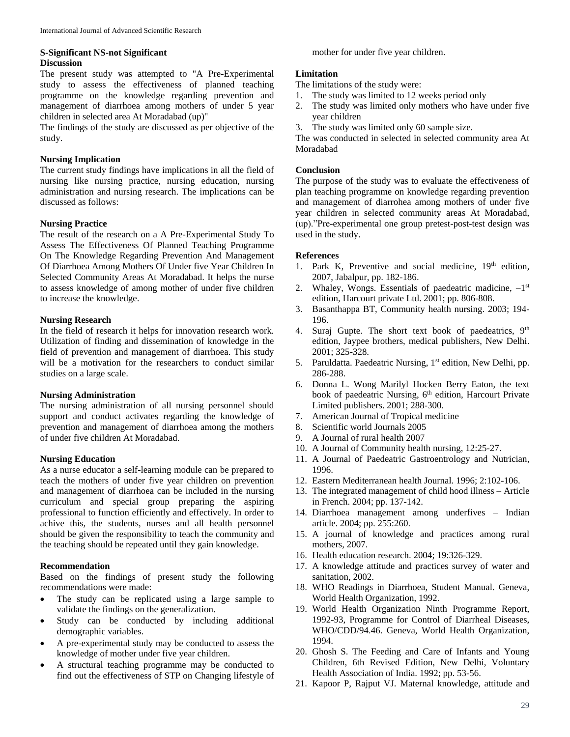**S-Significant NS-not Significant**

**Discussion**

The present study was attempted to "A Pre-Experimental study to assess the effectiveness of planned teaching programme on the knowledge regarding prevention and management of diarrhoea among mothers of under 5 year children in selected area At Moradabad (up)"

The findings of the study are discussed as per objective of the study.

**Nursing Implication**

The current study findings have implications in all the field of nursing like nursing practice, nursing education, nursing administration and nursing research. The implications can be discussed as follows:

**Nursing Practice**

The result of the research on a A Pre-Experimental Study To Assess The Effectiveness Of Planned Teaching Programme On The Knowledge Regarding Prevention And Management Of Diarrhoea Among Mothers Of Under five Year Children In Selected Community Areas At Moradabad. It helps the nurse to assess knowledge of among mother of under five children to increase the knowledge.

**Nursing Research**

In the field of research it helps for innovation research work. Utilization of finding and dissemination of knowledge in the field of prevention and management of diarrhoea. This study will be a motivation for the researchers to conduct similar studies on a large scale.

**Nursing Administration**

The nursing administration of all nursing personnel should support and conduct activates regarding the knowledge of prevention and management of diarrhoea among the mothers of under five children At Moradabad.

**Nursing Education**

As a nurse educator a self-learning module can be prepared to teach the mothers of under five year children on prevention and management of diarrhoea can be included in the nursing curriculum and special group preparing the aspiring professional to function efficiently and effectively. In order to achive this, the students, nurses and all health personnel should be given the responsibility to teach the community and the teaching should be repeated until they gain knowledge.

**Recommendation**

Based on the findings of present study the following recommendations were made:

- The study can be replicated using a large sample to validate the findings on the generalization.
- Study can be conducted by including additional demographic variables.
- A pre-experimental study may be conducted to assess the knowledge of mother under five year children.
- A structural teaching programme may be conducted to find out the effectiveness of STP on Changing lifestyle of mother for under five year children.

**Limitation**

The limitations of the study were:

1. The study was limited to 12 weeks period only
2. The study was limited only mothers who have under five year children
3. The study was limited only 60 sample size.

The was conducted in selected in selected community area At Moradabad

**Conclusion**

The purpose of the study was to evaluate the effectiveness of plan teaching programme on knowledge regarding prevention and management of diarrohea among mothers of under five year children in selected community areas At Moradabad, (up)."Pre-experimental one group pretest-post-test design was used in the study.

**References**

1. Park K, Preventive and social medicine, 19th edition, 2007, Jabalpur, pp. 182-186.
2. Whaley, Wongs. Essentials of paedeatric madicine, –1st edition, Harcourt private Ltd. 2001; pp. 806-808.
3. Basanthappa BT, Community health nursing. 2003; 194-196.
4. Suraj Gupte. The short text book of paedeatrics, 9th edition, Jaypee brothers, medical publishers, New Delhi. 2001; 325-328.
5. Paruldatta. Paedeatric Nursing, 1st edition, New Delhi, pp. 286-288.
6. Donna L. Wong Marilyl Hocken Berry Eaton, the text book of paedeatric Nursing, 6th edition, Harcourt Private Limited publishers. 2001; 288-300.
7. American Journal of Tropical medicine
8. Scientific world Journals 2005
9. A Journal of rural health 2007
10. A Journal of Community health nursing, 12:25-27.
11. A Journal of Paedeatric Gastroentrology and Nutrician, 1996.
12. Eastern Mediterranean health Journal. 1996; 2:102-106.
13. The integrated management of child hood illness – Article in French. 2004; pp. 137-142.
14. Diarrhoea management among underfives – Indian article. 2004; pp. 255:260.
15. A journal of knowledge and practices among rural mothers, 2007.
16. Health education research. 2004; 19:326-329.
17. A knowledge attitude and practices survey of water and sanitation, 2002.
18. WHO Readings in Diarrhoea, Student Manual. Geneva, World Health Organization, 1992.
19. World Health Organization Ninth Programme Report, 1992-93, Programme for Control of Diarrheal Diseases, WHO/CDD/94.46. Geneva, World Health Organization, 1994.
20. Ghosh S. The Feeding and Care of Infants and Young Children, 6th Revised Edition, New Delhi, Voluntary Health Association of India. 1992; pp. 53-56.
21. Kapoor P, Rajput VJ. Maternal knowledge, attitude and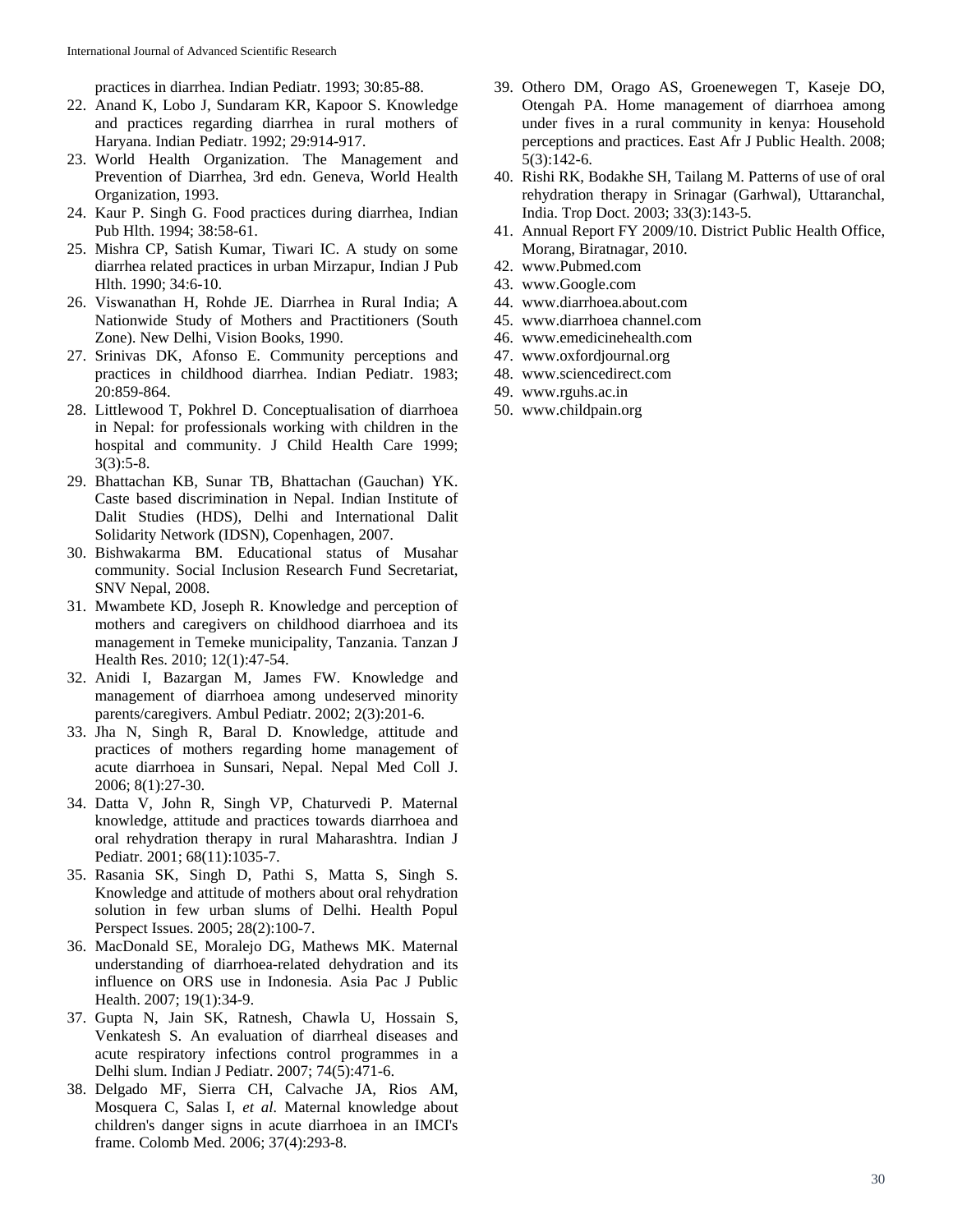practices in diarrhea. Indian Pediatr. 1993; 30:85-88.

22. Anand K, Lobo J, Sundaram KR, Kapoor S. Knowledge and practices regarding diarrhea in rural mothers of Haryana. Indian Pediatr. 1992; 29:914-917.
23. World Health Organization. The Management and Prevention of Diarrhea, 3rd edn. Geneva, World Health Organization, 1993.
24. Kaur P. Singh G. Food practices during diarrhea, Indian Pub Hlth. 1994; 38:58-61.
25. Mishra CP, Satish Kumar, Tiwari IC. A study on some diarrhea related practices in urban Mirzapur, Indian J Pub Hlth. 1990; 34:6-10.
26. Viswanathan H, Rohde JE. Diarrhea in Rural India; A Nationwide Study of Mothers and Practitioners (South Zone). New Delhi, Vision Books, 1990.
27. Srinivas DK, Afonso E. Community perceptions and practices in childhood diarrhea. Indian Pediatr. 1983; 20:859-864.
28. Littlewood T, Pokhrel D. Conceptualisation of diarrhoea in Nepal: for professionals working with children in the hospital and community. J Child Health Care 1999; 3(3):5-8.
29. Bhattachan KB, Sunar TB, Bhattachan (Gauchan) YK. Caste based discrimination in Nepal. Indian Institute of Dalit Studies (HDS), Delhi and International Dalit Solidarity Network (IDSN), Copenhagen, 2007.
30. Bishwakarma BM. Educational status of Musahar community. Social Inclusion Research Fund Secretariat, SNV Nepal, 2008.
31. Mwambete KD, Joseph R. Knowledge and perception of mothers and caregivers on childhood diarrhoea and its management in Temeke municipality, Tanzania. Tanzan J Health Res. 2010; 12(1):47-54.
32. Anidi I, Bazargan M, James FW. Knowledge and management of diarrhoea among undeserved minority parents/caregivers. Ambul Pediatr. 2002; 2(3):201-6.
33. Jha N, Singh R, Baral D. Knowledge, attitude and practices of mothers regarding home management of acute diarrhoea in Sunsari, Nepal. Nepal Med Coll J. 2006; 8(1):27-30.
34. Datta V, John R, Singh VP, Chaturvedi P. Maternal knowledge, attitude and practices towards diarrhoea and oral rehydration therapy in rural Maharashtra. Indian J Pediatr. 2001; 68(11):1035-7.
35. Rasania SK, Singh D, Pathi S, Matta S, Singh S. Knowledge and attitude of mothers about oral rehydration solution in few urban slums of Delhi. Health Popul Perspect Issues. 2005; 28(2):100-7.
36. MacDonald SE, Moralejo DG, Mathews MK. Maternal understanding of diarrhoea-related dehydration and its influence on ORS use in Indonesia. Asia Pac J Public Health. 2007; 19(1):34-9.
37. Gupta N, Jain SK, Ratnesh, Chawla U, Hossain S, Venkatesh S. An evaluation of diarrheal diseases and acute respiratory infections control programmes in a Delhi slum. Indian J Pediatr. 2007; 74(5):471-6.
38. Delgado MF, Sierra CH, Calvache JA, Rios AM, Mosquera C, Salas I, *et al*. Maternal knowledge about children's danger signs in acute diarrhoea in an IMCI's frame. Colomb Med. 2006; 37(4):293-8.
39. Othero DM, Orago AS, Groenewegen T, Kaseje DO, Otengah PA. Home management of diarrhoea among under fives in a rural community in kenya: Household perceptions and practices. East Afr J Public Health. 2008; 5(3):142-6.
40. Rishi RK, Bodakhe SH, Tailang M. Patterns of use of oral rehydration therapy in Srinagar (Garhwal), Uttaranchal, India. Trop Doct. 2003; 33(3):143-5.
41. Annual Report FY 2009/10. District Public Health Office, Morang, Biratnagar, 2010.
42. www.Pubmed.com
43. www.Google.com
44. www.diarrhoea.about.com
45. www.diarrhoea channel.com
46. www.emedicinehealth.com
47. www.oxfordjournal.org
48. www.sciencedirect.com
49. www.rguhs.ac.in
50. www.childpain.org